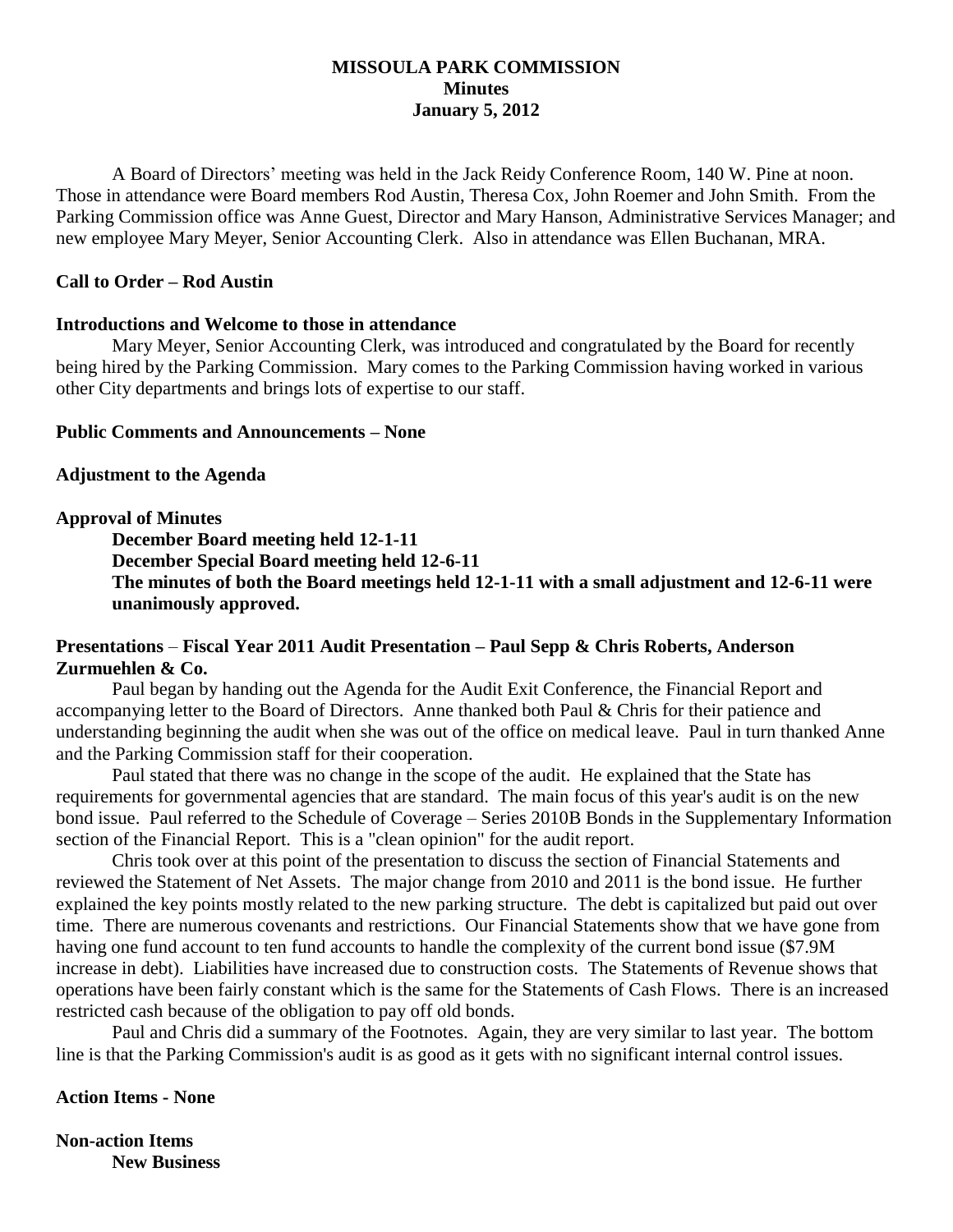# MISSOULA PARK COMMISSION
## Minutes
### January 5, 2012

A Board of Directors' meeting was held in the Jack Reidy Conference Room, 140 W. Pine at noon. Those in attendance were Board members Rod Austin, Theresa Cox, John Roemer and John Smith. From the Parking Commission office was Anne Guest, Director and Mary Hanson, Administrative Services Manager; and new employee Mary Meyer, Senior Accounting Clerk. Also in attendance was Ellen Buchanan, MRA.

**Call to Order – Rod Austin**

**Introductions and Welcome to those in attendance**

Mary Meyer, Senior Accounting Clerk, was introduced and congratulated by the Board for recently being hired by the Parking Commission. Mary comes to the Parking Commission having worked in various other City departments and brings lots of expertise to our staff.

**Public Comments and Announcements – None**

**Adjustment to the Agenda**

**Approval of Minutes**

**December Board meeting held 12-1-11**
**December Special Board meeting held 12-6-11**
**The minutes of both the Board meetings held 12-1-11 with a small adjustment and 12-6-11 were unanimously approved.**

**Presentations** – **Fiscal Year 2011 Audit Presentation – Paul Sepp & Chris Roberts, Anderson Zurmuehlen & Co.**

Paul began by handing out the Agenda for the Audit Exit Conference, the Financial Report and accompanying letter to the Board of Directors. Anne thanked both Paul & Chris for their patience and understanding beginning the audit when she was out of the office on medical leave. Paul in turn thanked Anne and the Parking Commission staff for their cooperation.

Paul stated that there was no change in the scope of the audit. He explained that the State has requirements for governmental agencies that are standard. The main focus of this year's audit is on the new bond issue. Paul referred to the Schedule of Coverage – Series 2010B Bonds in the Supplementary Information section of the Financial Report. This is a "clean opinion" for the audit report.

Chris took over at this point of the presentation to discuss the section of Financial Statements and reviewed the Statement of Net Assets. The major change from 2010 and 2011 is the bond issue. He further explained the key points mostly related to the new parking structure. The debt is capitalized but paid out over time. There are numerous covenants and restrictions. Our Financial Statements show that we have gone from having one fund account to ten fund accounts to handle the complexity of the current bond issue ($7.9M increase in debt). Liabilities have increased due to construction costs. The Statements of Revenue shows that operations have been fairly constant which is the same for the Statements of Cash Flows. There is an increased restricted cash because of the obligation to pay off old bonds.

Paul and Chris did a summary of the Footnotes. Again, they are very similar to last year. The bottom line is that the Parking Commission's audit is as good as it gets with no significant internal control issues.

**Action Items - None**

**Non-action Items**

**New Business**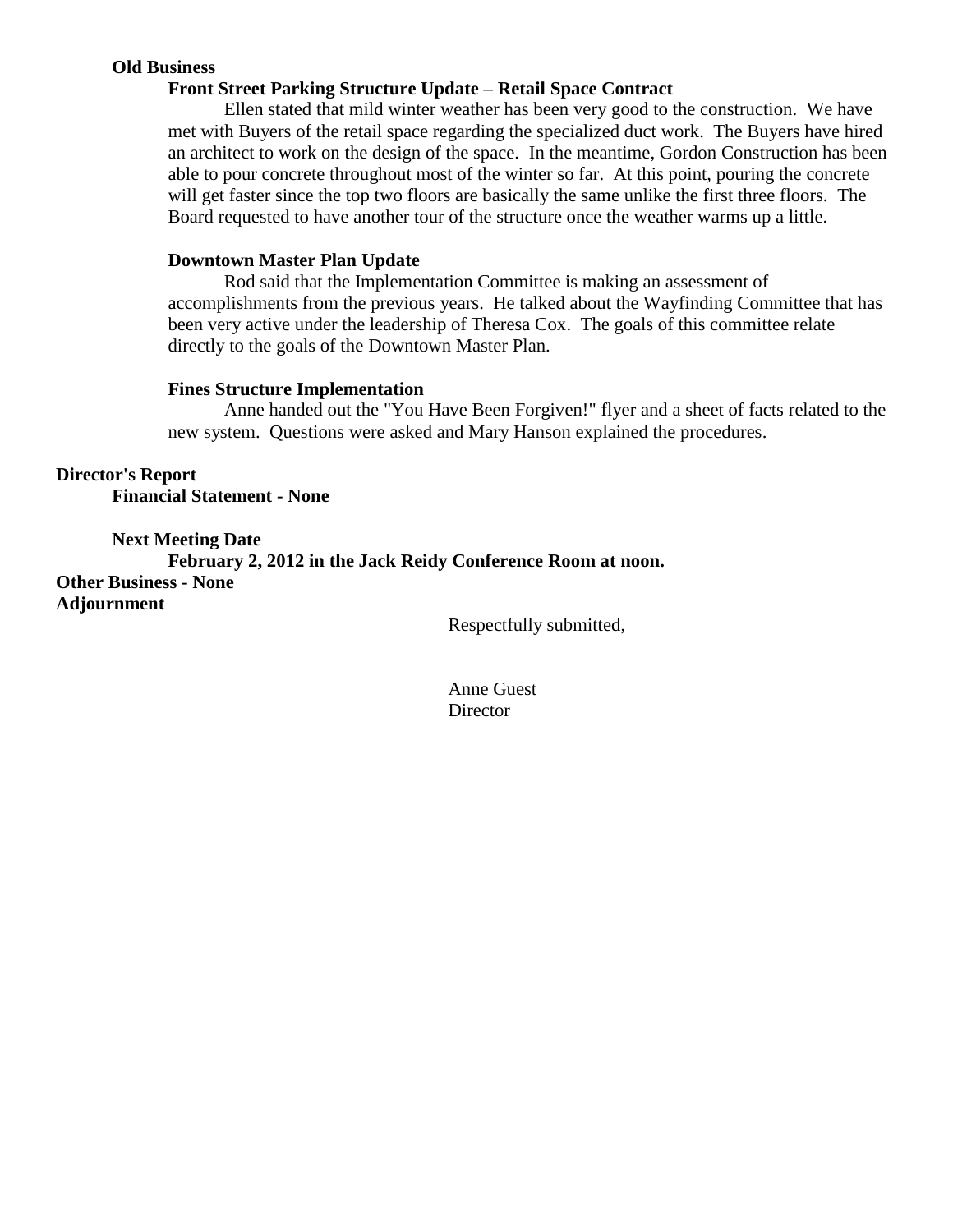**Old Business**

**Front Street Parking Structure Update – Retail Space Contract**

Ellen stated that mild winter weather has been very good to the construction. We have met with Buyers of the retail space regarding the specialized duct work. The Buyers have hired an architect to work on the design of the space. In the meantime, Gordon Construction has been able to pour concrete throughout most of the winter so far. At this point, pouring the concrete will get faster since the top two floors are basically the same unlike the first three floors. The Board requested to have another tour of the structure once the weather warms up a little.

**Downtown Master Plan Update**

Rod said that the Implementation Committee is making an assessment of accomplishments from the previous years. He talked about the Wayfinding Committee that has been very active under the leadership of Theresa Cox. The goals of this committee relate directly to the goals of the Downtown Master Plan.

**Fines Structure Implementation**

Anne handed out the "You Have Been Forgiven!" flyer and a sheet of facts related to the new system. Questions were asked and Mary Hanson explained the procedures.

**Director's Report**

**Financial Statement - None**

**Next Meeting Date**

**February 2, 2012 in the Jack Reidy Conference Room at noon.**

**Other Business - None**

**Adjournment**

Respectfully submitted,

Anne Guest
Director